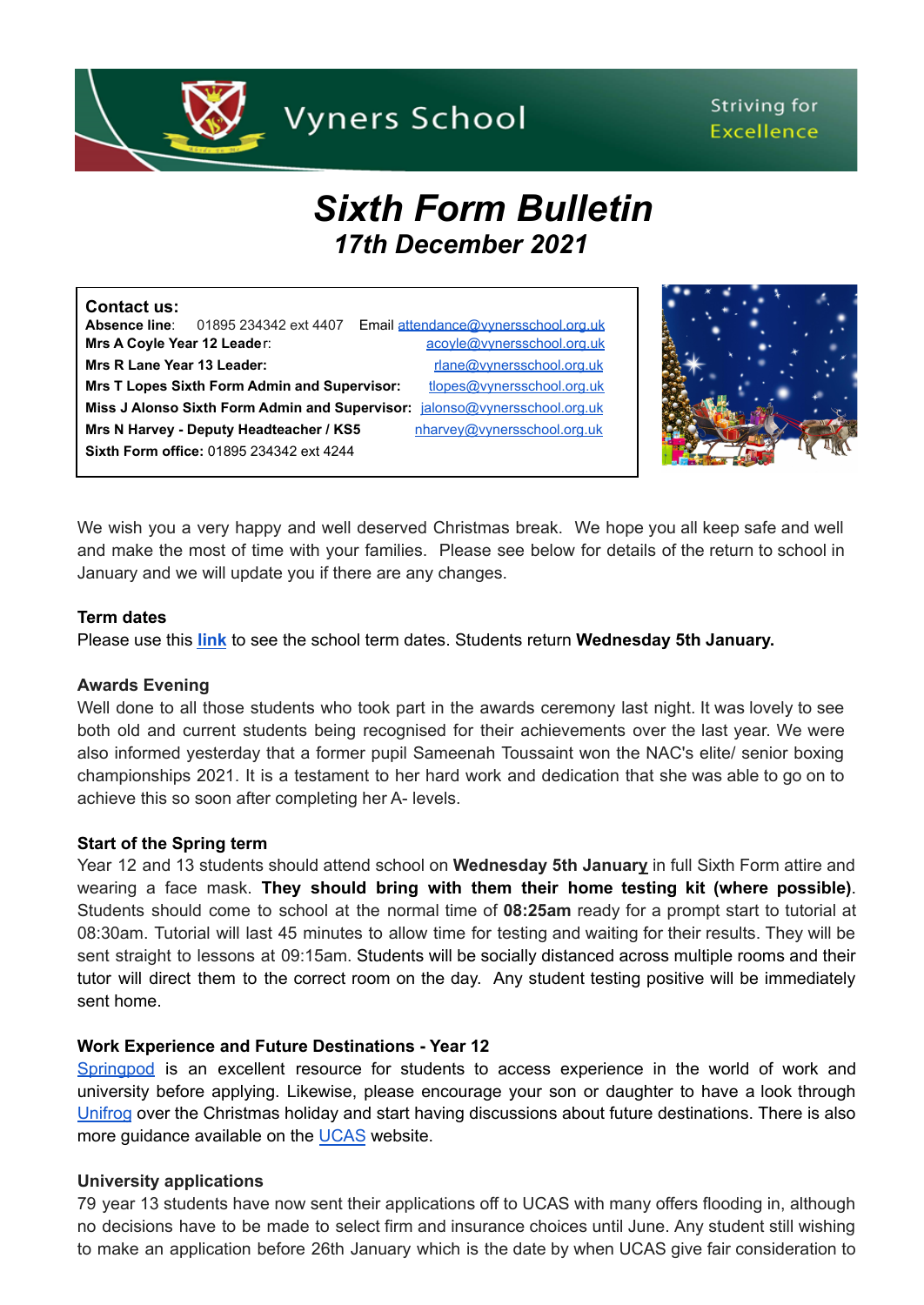Vyners School

Striving for Excellence

# *Sixth Form Bulletin*

## *17th December 2021*

**Contact us:**

**Absence line**: 01895 234342 ext 4407 Email attendance@vynersschool.org.uk

**Mrs A Coyle Year 12 Leader**: acoyle@vynersschool.org.uk

**Mrs R Lane Year 13 Leader:** rlane@vynersschool.org.uk

**Mrs T Lopes Sixth Form Admin and Supervisor:** tlopes@vynersschool.org.uk

**Miss J Alonso Sixth Form Admin and Supervisor:** jalonso@vynersschool.org.uk

**Mrs N Harvey - Deputy Headteacher / KS5** nharvey@vynersschool.org.uk

**Sixth Form office:** 01895 234342 ext 4244

We wish you a very happy and well deserved Christmas break. We hope you all keep safe and well and make the most of time with your families. Please see below for details of the return to school in January and we will update you if there are any changes.

**Term dates**

Please use this **link** to see the school term dates. Students return **Wednesday 5th January.**

**Awards Evening**

Well done to all those students who took part in the awards ceremony last night. It was lovely to see both old and current students being recognised for their achievements over the last year. We were also informed yesterday that a former pupil Sameenah Toussaint won the NAC's elite/ senior boxing championships 2021. It is a testament to her hard work and dedication that she was able to go on to achieve this so soon after completing her A- levels.

**Start of the Spring term**

Year 12 and 13 students should attend school on **Wednesday 5th January** in full Sixth Form attire and wearing a face mask. **They should bring with them their home testing kit (where possible)**. Students should come to school at the normal time of **08:25am** ready for a prompt start to tutorial at 08:30am. Tutorial will last 45 minutes to allow time for testing and waiting for their results. They will be sent straight to lessons at 09:15am. Students will be socially distanced across multiple rooms and their tutor will direct them to the correct room on the day. Any student testing positive will be immediately sent home.

**Work Experience and Future Destinations - Year 12**

Springpod is an excellent resource for students to access experience in the world of work and university before applying. Likewise, please encourage your son or daughter to have a look through Unifrog over the Christmas holiday and start having discussions about future destinations. There is also more guidance available on the UCAS website.

**University applications**

79 year 13 students have now sent their applications off to UCAS with many offers flooding in, although no decisions have to be made to select firm and insurance choices until June. Any student still wishing to make an application before 26th January which is the date by when UCAS give fair consideration to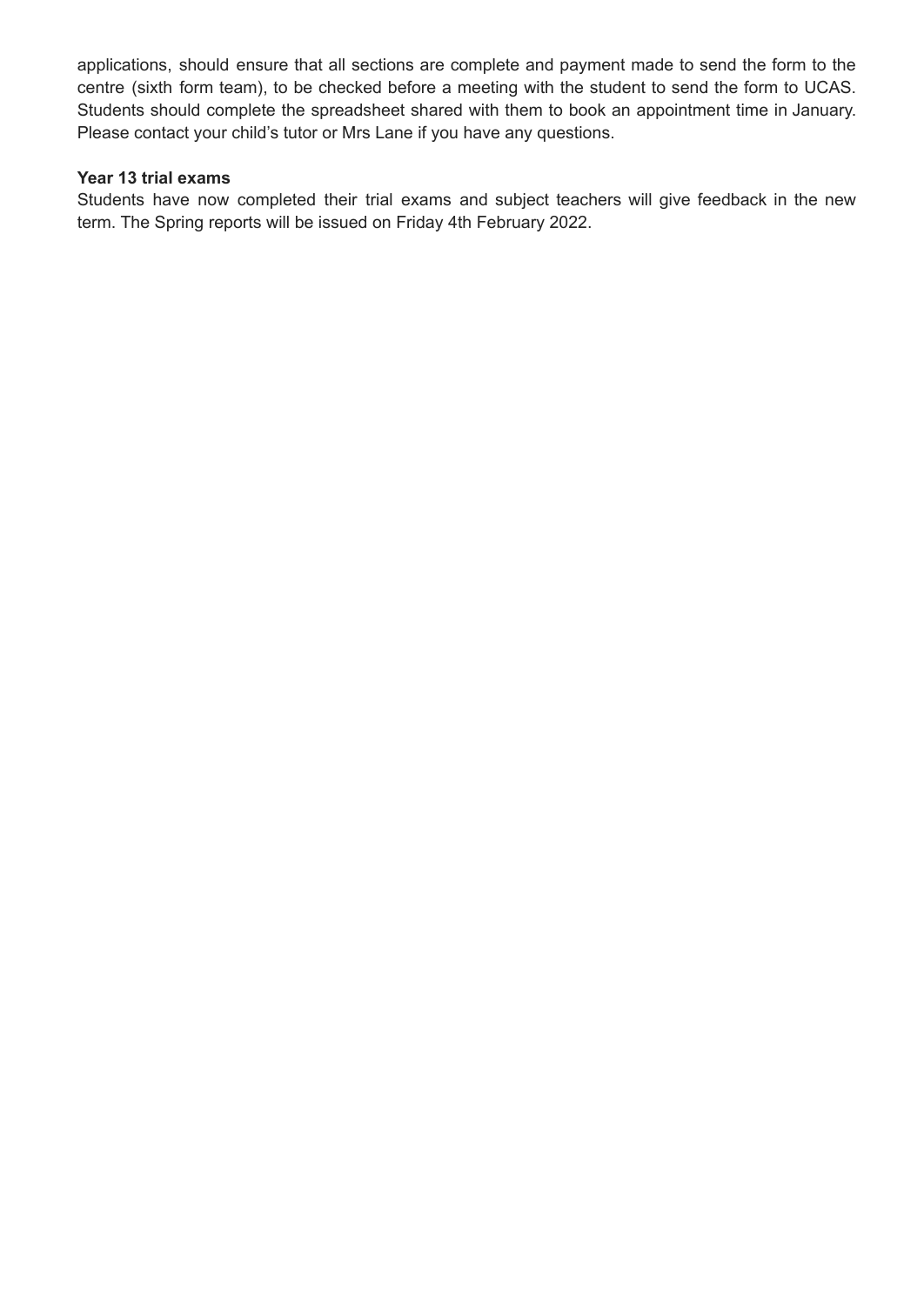applications, should ensure that all sections are complete and payment made to send the form to the centre (sixth form team), to be checked before a meeting with the student to send the form to UCAS. Students should complete the spreadsheet shared with them to book an appointment time in January. Please contact your child's tutor or Mrs Lane if you have any questions.

**Year 13 trial exams**

Students have now completed their trial exams and subject teachers will give feedback in the new term. The Spring reports will be issued on Friday 4th February 2022.